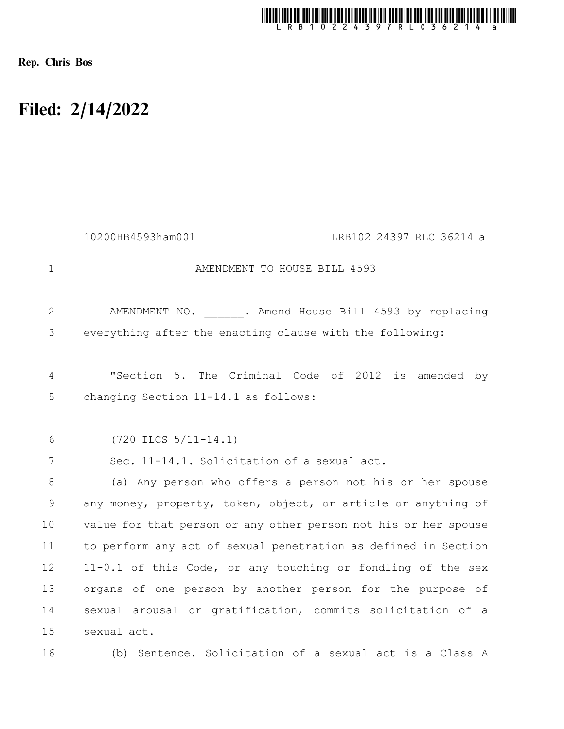Rep. Chris Bos

# Filed: 2/14/2022

10200HB4593ham001 LRB102 24397 RLC 36214 a

AMENDMENT TO HOUSE BILL 4593

AMENDMENT NO. ______. Amend House Bill 4593 by replacing everything after the enacting clause with the following:

"Section 5. The Criminal Code of 2012 is amended by changing Section 11-14.1 as follows:

(720 ILCS 5/11-14.1)

Sec. 11-14.1. Solicitation of a sexual act.

(a) Any person who offers a person not his or her spouse any money, property, token, object, or article or anything of value for that person or any other person not his or her spouse to perform any act of sexual penetration as defined in Section 11-0.1 of this Code, or any touching or fondling of the sex organs of one person by another person for the purpose of sexual arousal or gratification, commits solicitation of a sexual act.

(b) Sentence. Solicitation of a sexual act is a Class A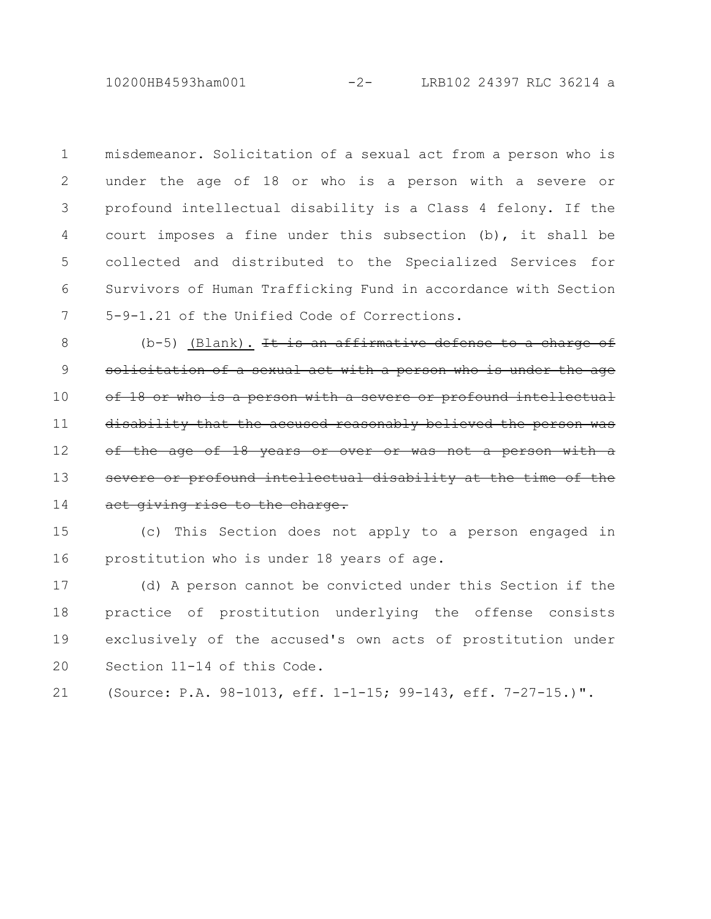misdemeanor. Solicitation of a sexual act from a person who is under the age of 18 or who is a person with a severe or profound intellectual disability is a Class 4 felony. If the court imposes a fine under this subsection (b), it shall be collected and distributed to the Specialized Services for Survivors of Human Trafficking Fund in accordance with Section 5-9-1.21 of the Unified Code of Corrections.

(b-5) <u>(Blank).</u> ~~It is an affirmative defense to a charge of solicitation of a sexual act with a person who is under the age of 18 or who is a person with a severe or profound intellectual disability that the accused reasonably believed the person was of the age of 18 years or over or was not a person with a severe or profound intellectual disability at the time of the act giving rise to the charge.~~

(c) This Section does not apply to a person engaged in prostitution who is under 18 years of age.

(d) A person cannot be convicted under this Section if the practice of prostitution underlying the offense consists exclusively of the accused's own acts of prostitution under Section 11-14 of this Code.

(Source: P.A. 98-1013, eff. 1-1-15; 99-143, eff. 7-27-15.)".